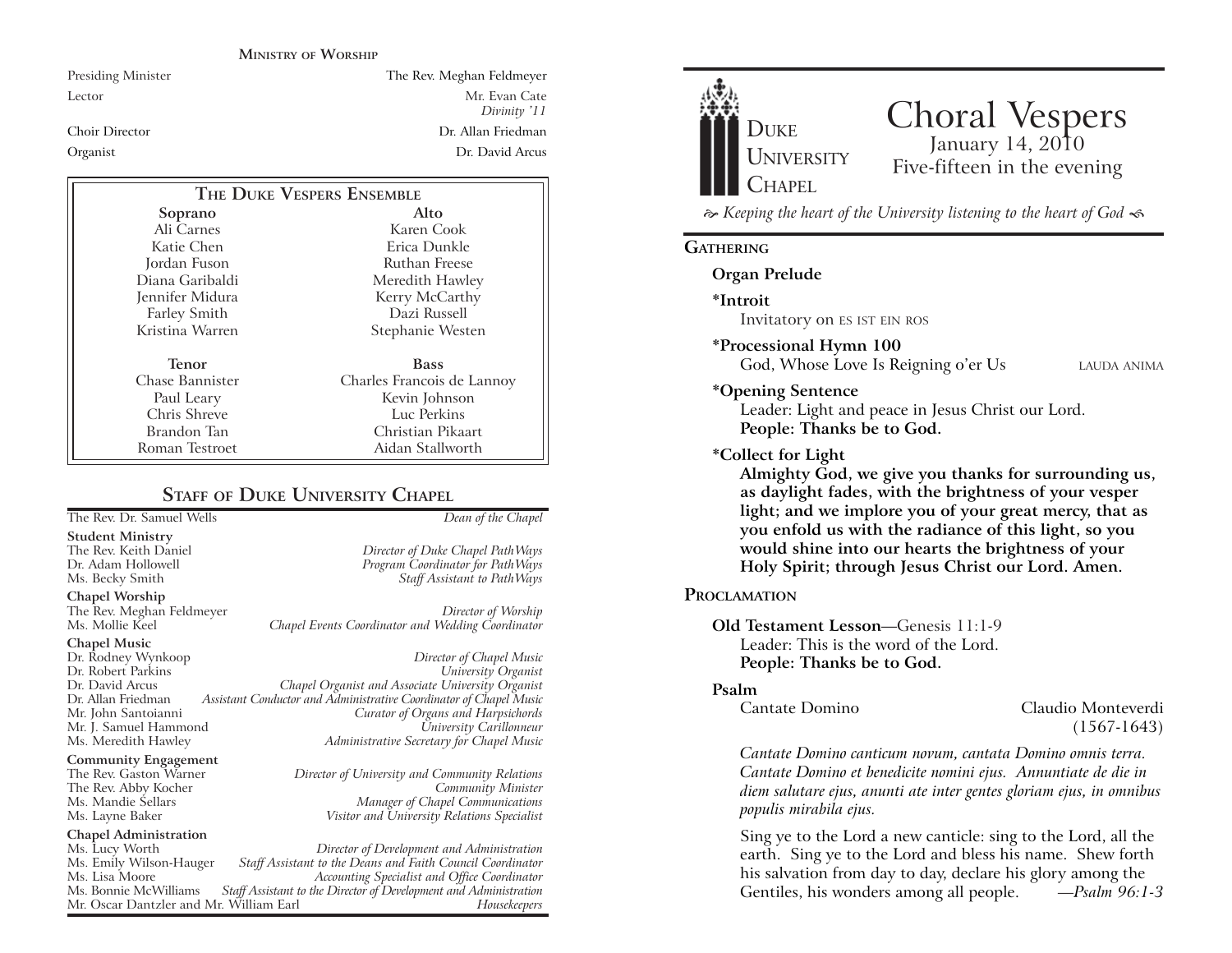## Ministry of Worship

| | |
|---|---|
| Presiding Minister | The Rev. Meghan Feldmeyer |
| Lector | Mr. Evan Cate *Divinity '11* |
| Choir Director | Dr. Allan Friedman |
| Organist | Dr. David Arcus |

## The Duke Vespers Ensemble

| Soprano | Alto |
|---|---|
| Ali Carnes | Karen Cook |
| Katie Chen | Erica Dunkle |
| Jordan Fuson | Ruthan Freese |
| Diana Garibaldi | Meredith Hawley |
| Jennifer Midura | Kerry McCarthy |
| Farley Smith | Dazi Russell |
| Kristina Warren | Stephanie Westen |

| Tenor | Bass |
|---|---|
| Chase Bannister | Charles Francois de Lannoy |
| Paul Leary | Kevin Johnson |
| Chris Shreve | Luc Perkins |
| Brandon Tan | Christian Pikaart |
| Roman Testroet | Aidan Stallworth |

## Staff of Duke University Chapel

The Rev. Dr. Samuel Wells — *Dean of the Chapel*

**Student Ministry**
The Rev. Keith Daniel — *Director of Duke Chapel PathWays*
Dr. Adam Hollowell — *Program Coordinator for PathWays*
Ms. Becky Smith — *Staff Assistant to PathWays*

**Chapel Worship**
The Rev. Meghan Feldmeyer — *Director of Worship*
Ms. Mollie Keel — *Chapel Events Coordinator and Wedding Coordinator*

**Chapel Music**
Dr. Rodney Wynkoop — *Director of Chapel Music*
Dr. Robert Parkins — *University Organist*
Dr. David Arcus — *Chapel Organist and Associate University Organist*
Dr. Allan Friedman — *Assistant Conductor and Administrative Coordinator of Chapel Music*
Mr. John Santoianni — *Curator of Organs and Harpsichords*
Mr. J. Samuel Hammond — *University Carillonneur*
Ms. Meredith Hawley — *Administrative Secretary for Chapel Music*

**Community Engagement**
The Rev. Gaston Warner — *Director of University and Community Relations*
The Rev. Abby Kocher — *Community Minister*
Ms. Mandie Sellars — *Manager of Chapel Communications*
Ms. Layne Baker — *Visitor and University Relations Specialist*

**Chapel Administration**
Ms. Lucy Worth — *Director of Development and Administration*
Ms. Emily Wilson-Hauger — *Staff Assistant to the Deans and Faith Council Coordinator*
Ms. Lisa Moore — *Accounting Specialist and Office Coordinator*
Ms. Bonnie McWilliams — *Staff Assistant to the Director of Development and Administration*
Mr. Oscar Dantzler and Mr. William Earl — *Housekeepers*

---

Duke University Chapel

# Choral Vespers

January 14, 2010
Five-fifteen in the evening

*Keeping the heart of the University listening to the heart of God*

## Gathering

**Organ Prelude**

**\*Introit**
Invitatory on ES IST EIN ROS

**\*Processional Hymn 100**
God, Whose Love Is Reigning o'er Us — LAUDA ANIMA

**\*Opening Sentence**
Leader: Light and peace in Jesus Christ our Lord.
**People: Thanks be to God.**

**\*Collect for Light**
**Almighty God, we give you thanks for surrounding us, as daylight fades, with the brightness of your vesper light; and we implore you of your great mercy, that as you enfold us with the radiance of this light, so you would shine into our hearts the brightness of your Holy Spirit; through Jesus Christ our Lord. Amen.**

## Proclamation

**Old Testament Lesson**—Genesis 11:1-9
Leader: This is the word of the Lord.
**People: Thanks be to God.**

**Psalm**
Cantate Domino — Claudio Monteverdi (1567-1643)

*Cantate Domino canticum novum, cantata Domino omnis terra. Cantate Domino et benedicite nomini ejus. Annuntiate de die in diem salutare ejus, anunti ate inter gentes gloriam ejus, in omnibus populis mirabila ejus.*

Sing ye to the Lord a new canticle: sing to the Lord, all the earth. Sing ye to the Lord and bless his name. Shew forth his salvation from day to day, declare his glory among the Gentiles, his wonders among all people. —*Psalm 96:1-3*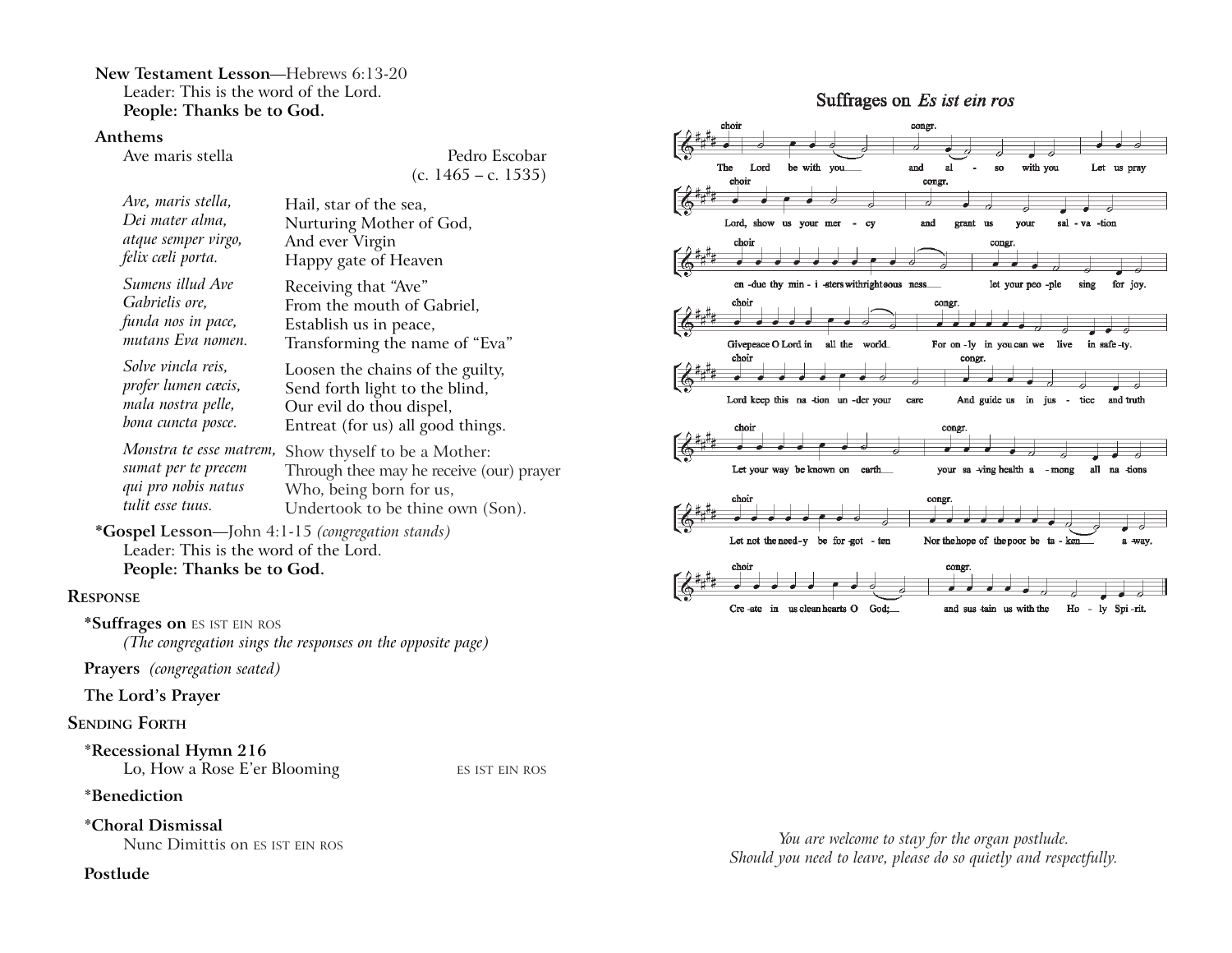**New Testament Lesson**—Hebrews 6:13-20
Leader: This is the word of the Lord.
**People: Thanks be to God.**

**Anthems**

Ave maris stella — Pedro Escobar (c. 1465 – c. 1535)

| | |
|---|---|
| *Ave, maris stella,*<br>*Dei mater alma,*<br>*atque semper virgo,*<br>*felix cæli porta.* | Hail, star of the sea,<br>Nurturing Mother of God,<br>And ever Virgin<br>Happy gate of Heaven |
| *Sumens illud Ave*<br>*Gabrielis ore,*<br>*funda nos in pace,*<br>*mutans Eva nomen.* | Receiving that "Ave"<br>From the mouth of Gabriel,<br>Establish us in peace,<br>Transforming the name of "Eva" |
| *Solve vincla reis,*<br>*profer lumen cæcis,*<br>*mala nostra pelle,*<br>*bona cuncta posce.* | Loosen the chains of the guilty,<br>Send forth light to the blind,<br>Our evil do thou dispel,<br>Entreat (for us) all good things. |
| *Monstra te esse matrem,*<br>*sumat per te precem*<br>*qui pro nobis natus*<br>*tulit esse tuus.* | Show thyself to be a Mother:<br>Through thee may he receive (our) prayer<br>Who, being born for us,<br>Undertook to be thine own (Son). |

***Gospel Lesson**—John 4:1-15 *(congregation stands)*
Leader: This is the word of the Lord.
**People: Thanks be to God.**

## Response

***Suffrages on** ES IST EIN ROS
*(The congregation sings the responses on the opposite page)*

**Prayers** *(congregation seated)*

**The Lord's Prayer**

## Sending Forth

***Recessional Hymn 216**
Lo, How a Rose E'er Blooming — ES IST EIN ROS

***Benediction**

***Choral Dismissal**
Nunc Dimittis on ES IST EIN ROS

**Postlude**

### Suffrages on *Es ist ein ros*

choir: The Lord be with you — congr.: and also with you
choir: Let us pray

choir: Lord, show us your mercy — congr.: and grant us your salvation

choir: endue thy ministers with righteousness — congr.: let your people sing for joy.

choir: Give peace O Lord in all the world — congr.: For only in you can we live in safety.

choir: Lord keep this nation under your care — congr.: And guide us in justice and truth

choir: Let your way be known on earth — congr.: your saving health among all nations

choir: Let not the needy be forgotten — congr.: Nor the hope of the poor be taken away.

choir: Create in us clean hearts O God; — congr.: and sustain us with the Holy Spirit.

*You are welcome to stay for the organ postlude.*
*Should you need to leave, please do so quietly and respectfully.*